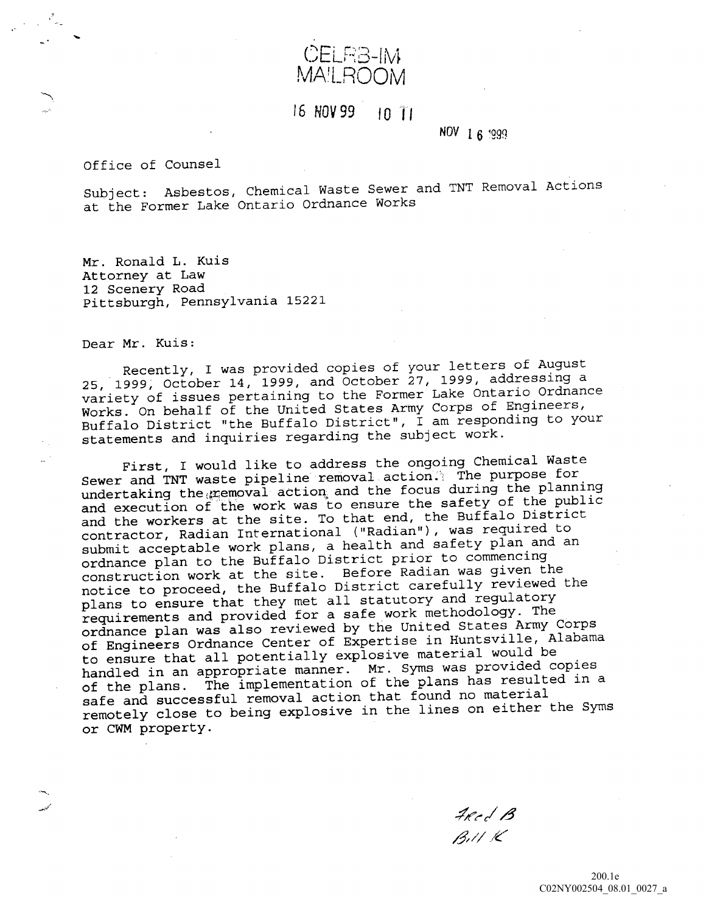CELRB-IM
MAILROOM

16 NOV 99 10 11

NOV 16 1999

Office of Counsel

Subject: Asbestos, Chemical Waste Sewer and TNT Removal Actions at the Former Lake Ontario Ordnance Works

Mr. Ronald L. Kuis
Attorney at Law
12 Scenery Road
Pittsburgh, Pennsylvania 15221

Dear Mr. Kuis:

Recently, I was provided copies of your letters of August 25, 1999, October 14, 1999, and October 27, 1999, addressing a variety of issues pertaining to the Former Lake Ontario Ordnance Works. On behalf of the United States Army Corps of Engineers, Buffalo District "the Buffalo District", I am responding to your statements and inquiries regarding the subject work.

First, I would like to address the ongoing Chemical Waste Sewer and TNT waste pipeline removal action. The purpose for undertaking the removal action and the focus during the planning and execution of the work was to ensure the safety of the public and the workers at the site. To that end, the Buffalo District contractor, Radian International ("Radian"), was required to submit acceptable work plans, a health and safety plan and an ordnance plan to the Buffalo District prior to commencing construction work at the site. Before Radian was given the notice to proceed, the Buffalo District carefully reviewed the plans to ensure that they met all statutory and regulatory requirements and provided for a safe work methodology. The ordnance plan was also reviewed by the United States Army Corps of Engineers Ordnance Center of Expertise in Huntsville, Alabama to ensure that all potentially explosive material would be handled in an appropriate manner. Mr. Syms was provided copies of the plans. The implementation of the plans has resulted in a safe and successful removal action that found no material remotely close to being explosive in the lines on either the Syms or CWM property.

Fred B
Bill K

200.1e
C02NY002504_08.01_0027_a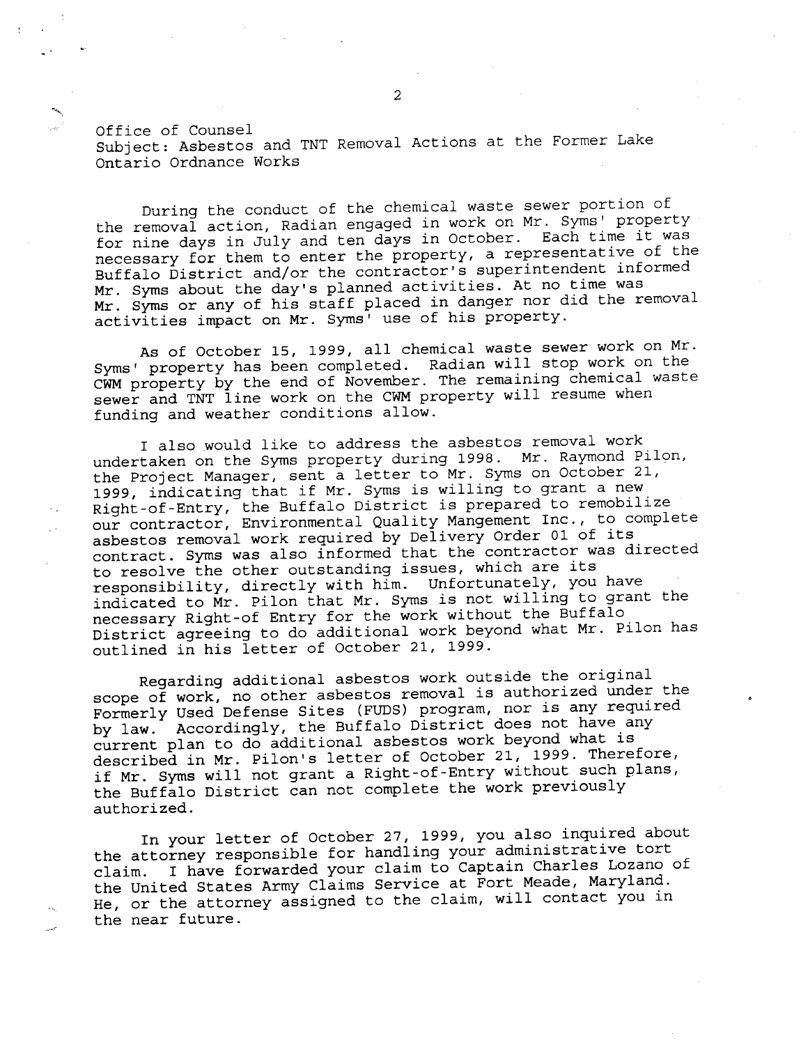Office of Counsel
Subject: Asbestos and TNT Removal Actions at the Former Lake Ontario Ordnance Works

During the conduct of the chemical waste sewer portion of the removal action, Radian engaged in work on Mr. Syms' property for nine days in July and ten days in October. Each time it was necessary for them to enter the property, a representative of the Buffalo District and/or the contractor's superintendent informed Mr. Syms about the day's planned activities. At no time was Mr. Syms or any of his staff placed in danger nor did the removal activities impact on Mr. Syms' use of his property.

As of October 15, 1999, all chemical waste sewer work on Mr. Syms' property has been completed. Radian will stop work on the CWM property by the end of November. The remaining chemical waste sewer and TNT line work on the CWM property will resume when funding and weather conditions allow.

I also would like to address the asbestos removal work undertaken on the Syms property during 1998. Mr. Raymond Pilon, the Project Manager, sent a letter to Mr. Syms on October 21, 1999, indicating that if Mr. Syms is willing to grant a new Right-of-Entry, the Buffalo District is prepared to remobilize our contractor, Environmental Quality Mangement Inc., to complete asbestos removal work required by Delivery Order 01 of its contract. Syms was also informed that the contractor was directed to resolve the other outstanding issues, which are its responsibility, directly with him. Unfortunately, you have indicated to Mr. Pilon that Mr. Syms is not willing to grant the necessary Right-of Entry for the work without the Buffalo District agreeing to do additional work beyond what Mr. Pilon has outlined in his letter of October 21, 1999.

Regarding additional asbestos work outside the original scope of work, no other asbestos removal is authorized under the Formerly Used Defense Sites (FUDS) program, nor is any required by law. Accordingly, the Buffalo District does not have any current plan to do additional asbestos work beyond what is described in Mr. Pilon's letter of October 21, 1999. Therefore, if Mr. Syms will not grant a Right-of-Entry without such plans, the Buffalo District can not complete the work previously authorized.

In your letter of October 27, 1999, you also inquired about the attorney responsible for handling your administrative tort claim. I have forwarded your claim to Captain Charles Lozano of the United States Army Claims Service at Fort Meade, Maryland. He, or the attorney assigned to the claim, will contact you in the near future.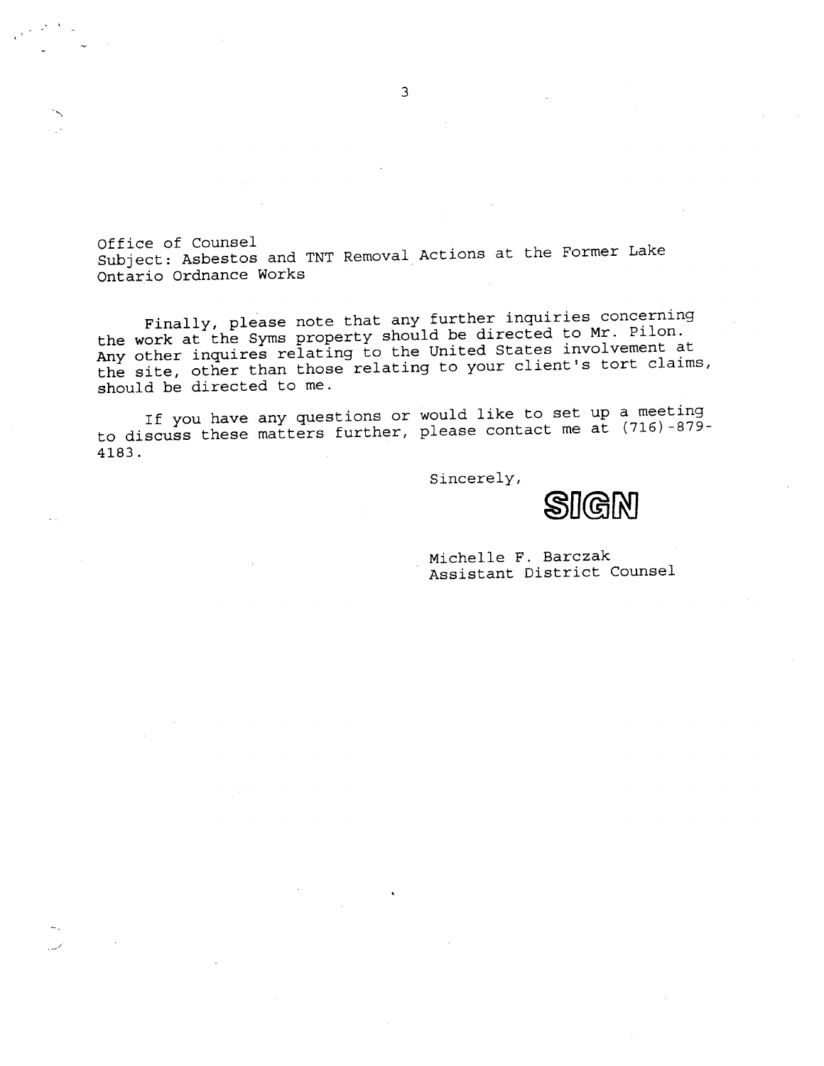Office of Counsel
Subject: Asbestos and TNT Removal Actions at the Former Lake Ontario Ordnance Works

Finally, please note that any further inquiries concerning the work at the Syms property should be directed to Mr. Pilon. Any other inquires relating to the United States involvement at the site, other than those relating to your client's tort claims, should be directed to me.

If you have any questions or would like to set up a meeting to discuss these matters further, please contact me at (716)-879-4183.

Sincerely,

SIGN

Michelle F. Barczak
Assistant District Counsel